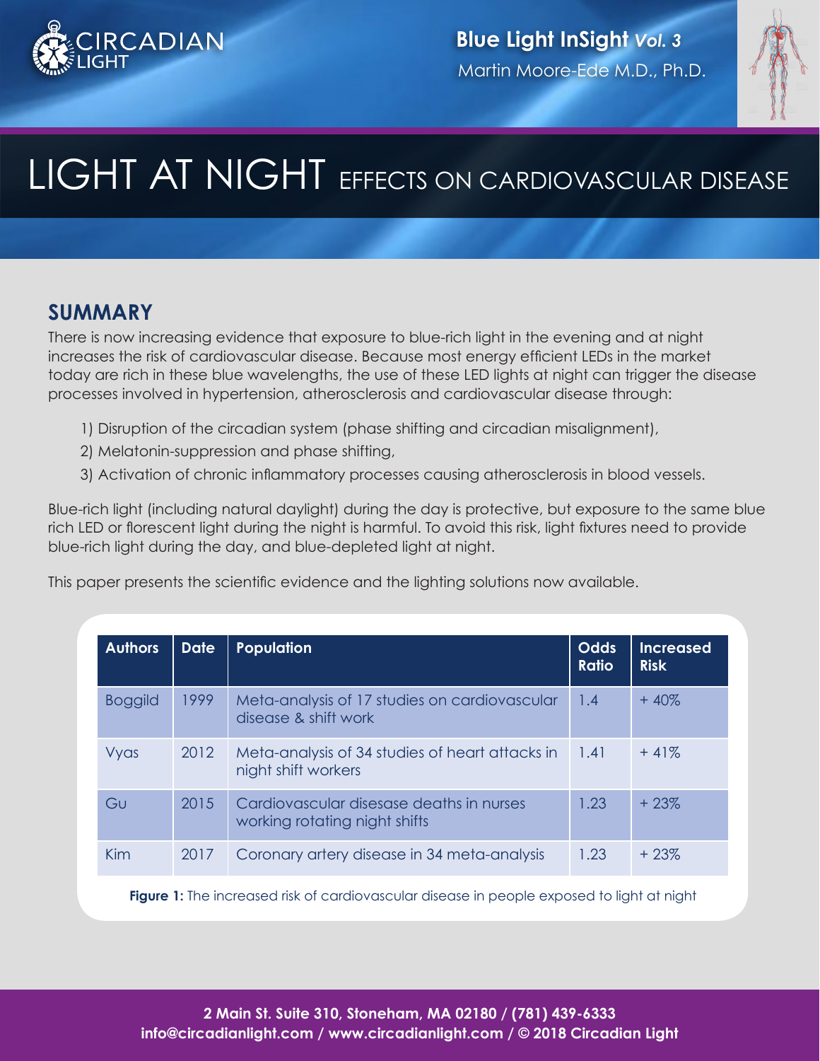Blue Light InSight *Vol. 3*

Martin Moore-Ede M.D., Ph.D.

# LIGHT AT NIGHT EFFECTS ON CARDIOVASCULAR DISEASE

## SUMMARY

There is now increasing evidence that exposure to blue-rich light in the evening and at night increases the risk of cardiovascular disease. Because most energy efficient LEDs in the market today are rich in these blue wavelengths, the use of these LED lights at night can trigger the disease processes involved in hypertension, atherosclerosis and cardiovascular disease through:

1) Disruption of the circadian system (phase shifting and circadian misalignment),
2) Melatonin-suppression and phase shifting,
3) Activation of chronic inflammatory processes causing atherosclerosis in blood vessels.

Blue-rich light (including natural daylight) during the day is protective, but exposure to the same blue rich LED or florescent light during the night is harmful. To avoid this risk, light fixtures need to provide blue-rich light during the day, and blue-depleted light at night.

This paper presents the scientific evidence and the lighting solutions now available.

| Authors | Date | Population | Odds Ratio | Increased Risk |
|---|---|---|---|---|
| Boggild | 1999 | Meta-analysis of 17 studies on cardiovascular disease & shift work | 1.4 | + 40% |
| Vyas | 2012 | Meta-analysis of 34 studies of heart attacks in night shift workers | 1.41 | + 41% |
| Gu | 2015 | Cardiovascular disease deaths in nurses working rotating night shifts | 1.23 | + 23% |
| Kim | 2017 | Coronary artery disease in 34 meta-analysis | 1.23 | + 23% |

**Figure 1:** The increased risk of cardiovascular disease in people exposed to light at night

2 Main St. Suite 310, Stoneham, MA 02180 / (781) 439-6333
info@circadianlight.com / www.circadianlight.com / © 2018 Circadian Light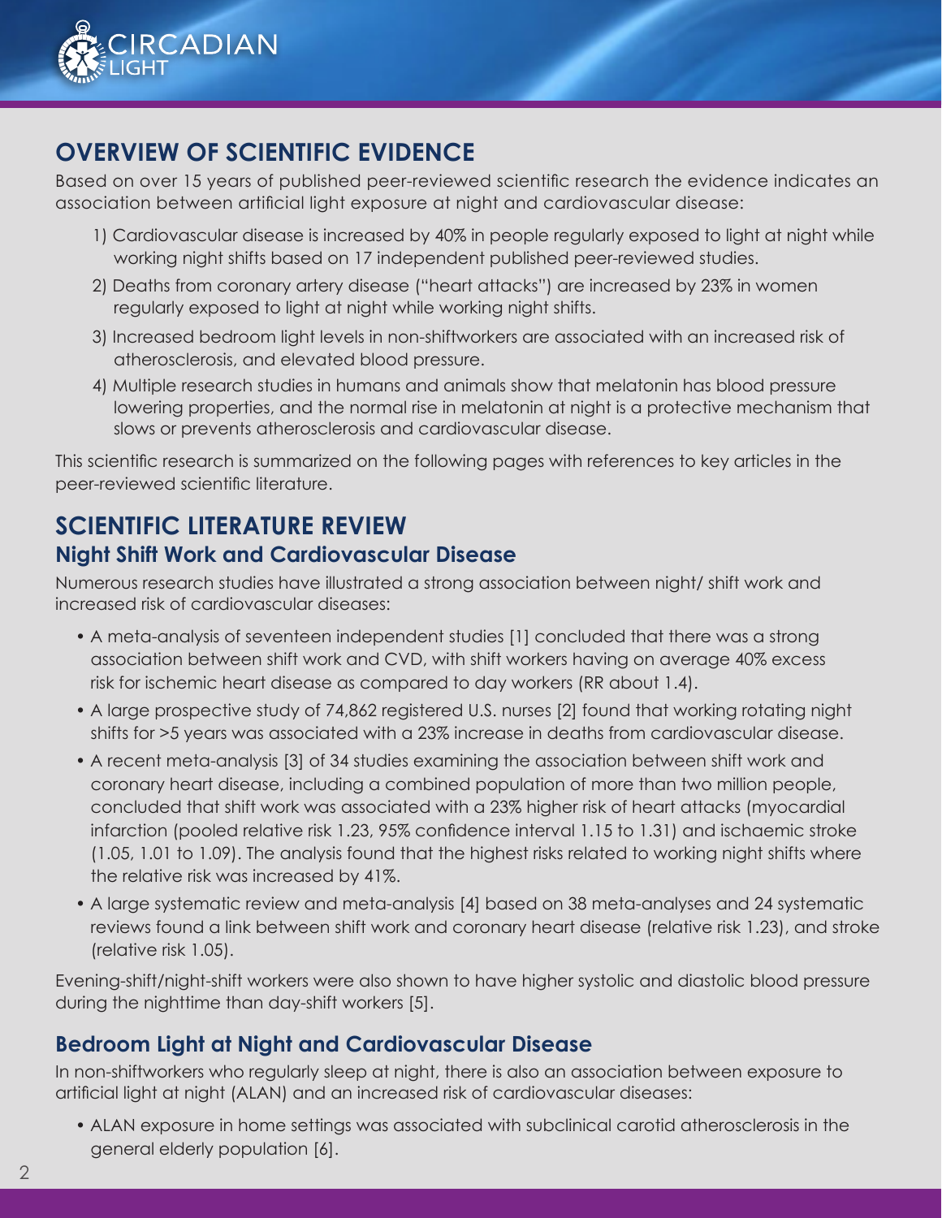## OVERVIEW OF SCIENTIFIC EVIDENCE

Based on over 15 years of published peer-reviewed scientific research the evidence indicates an association between artificial light exposure at night and cardiovascular disease:

1) Cardiovascular disease is increased by 40% in people regularly exposed to light at night while working night shifts based on 17 independent published peer-reviewed studies.
2) Deaths from coronary artery disease ("heart attacks") are increased by 23% in women regularly exposed to light at night while working night shifts.
3) Increased bedroom light levels in non-shiftworkers are associated with an increased risk of atherosclerosis, and elevated blood pressure.
4) Multiple research studies in humans and animals show that melatonin has blood pressure lowering properties, and the normal rise in melatonin at night is a protective mechanism that slows or prevents atherosclerosis and cardiovascular disease.

This scientific research is summarized on the following pages with references to key articles in the peer-reviewed scientific literature.

## SCIENTIFIC LITERATURE REVIEW

### Night Shift Work and Cardiovascular Disease

Numerous research studies have illustrated a strong association between night/ shift work and increased risk of cardiovascular diseases:

- A meta-analysis of seventeen independent studies [1] concluded that there was a strong association between shift work and CVD, with shift workers having on average 40% excess risk for ischemic heart disease as compared to day workers (RR about 1.4).
- A large prospective study of 74,862 registered U.S. nurses [2] found that working rotating night shifts for >5 years was associated with a 23% increase in deaths from cardiovascular disease.
- A recent meta-analysis [3] of 34 studies examining the association between shift work and coronary heart disease, including a combined population of more than two million people, concluded that shift work was associated with a 23% higher risk of heart attacks (myocardial infarction (pooled relative risk 1.23, 95% confidence interval 1.15 to 1.31) and ischaemic stroke (1.05, 1.01 to 1.09). The analysis found that the highest risks related to working night shifts where the relative risk was increased by 41%.
- A large systematic review and meta-analysis [4] based on 38 meta-analyses and 24 systematic reviews found a link between shift work and coronary heart disease (relative risk 1.23), and stroke (relative risk 1.05).

Evening-shift/night-shift workers were also shown to have higher systolic and diastolic blood pressure during the nighttime than day-shift workers [5].

### Bedroom Light at Night and Cardiovascular Disease

In non-shiftworkers who regularly sleep at night, there is also an association between exposure to artificial light at night (ALAN) and an increased risk of cardiovascular diseases:

- ALAN exposure in home settings was associated with subclinical carotid atherosclerosis in the general elderly population [6].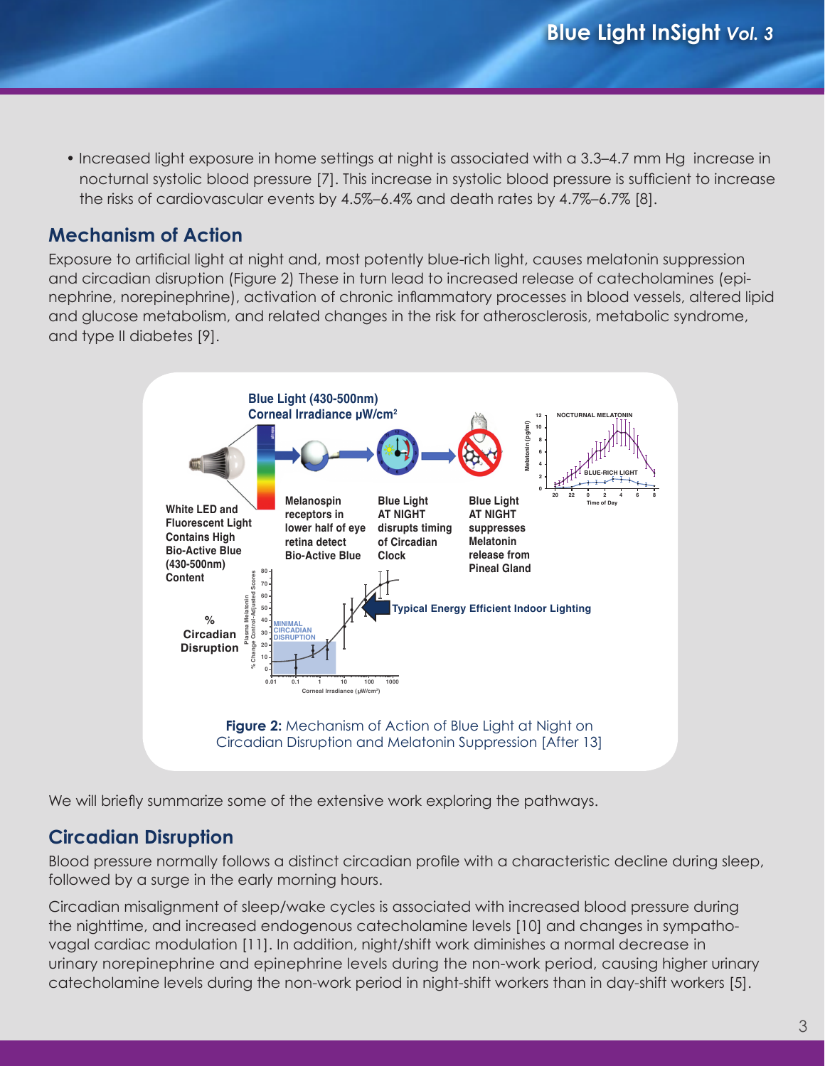- Increased light exposure in home settings at night is associated with a 3.3–4.7 mm Hg increase in nocturnal systolic blood pressure [7]. This increase in systolic blood pressure is sufficient to increase the risks of cardiovascular events by 4.5%–6.4% and death rates by 4.7%–6.7% [8].

## Mechanism of Action

Exposure to artificial light at night and, most potently blue-rich light, causes melatonin suppression and circadian disruption (Figure 2) These in turn lead to increased release of catecholamines (epinephrine, norepinephrine), activation of chronic inflammatory processes in blood vessels, altered lipid and glucose metabolism, and related changes in the risk for atherosclerosis, metabolic syndrome, and type II diabetes [9].

**Figure 2:** Mechanism of Action of Blue Light at Night on Circadian Disruption and Melatonin Suppression [After 13]

We will briefly summarize some of the extensive work exploring the pathways.

## Circadian Disruption

Blood pressure normally follows a distinct circadian profile with a characteristic decline during sleep, followed by a surge in the early morning hours.

Circadian misalignment of sleep/wake cycles is associated with increased blood pressure during the nighttime, and increased endogenous catecholamine levels [10] and changes in sympathovagal cardiac modulation [11]. In addition, night/shift work diminishes a normal decrease in urinary norepinephrine and epinephrine levels during the non-work period, causing higher urinary catecholamine levels during the non-work period in night-shift workers than in day-shift workers [5].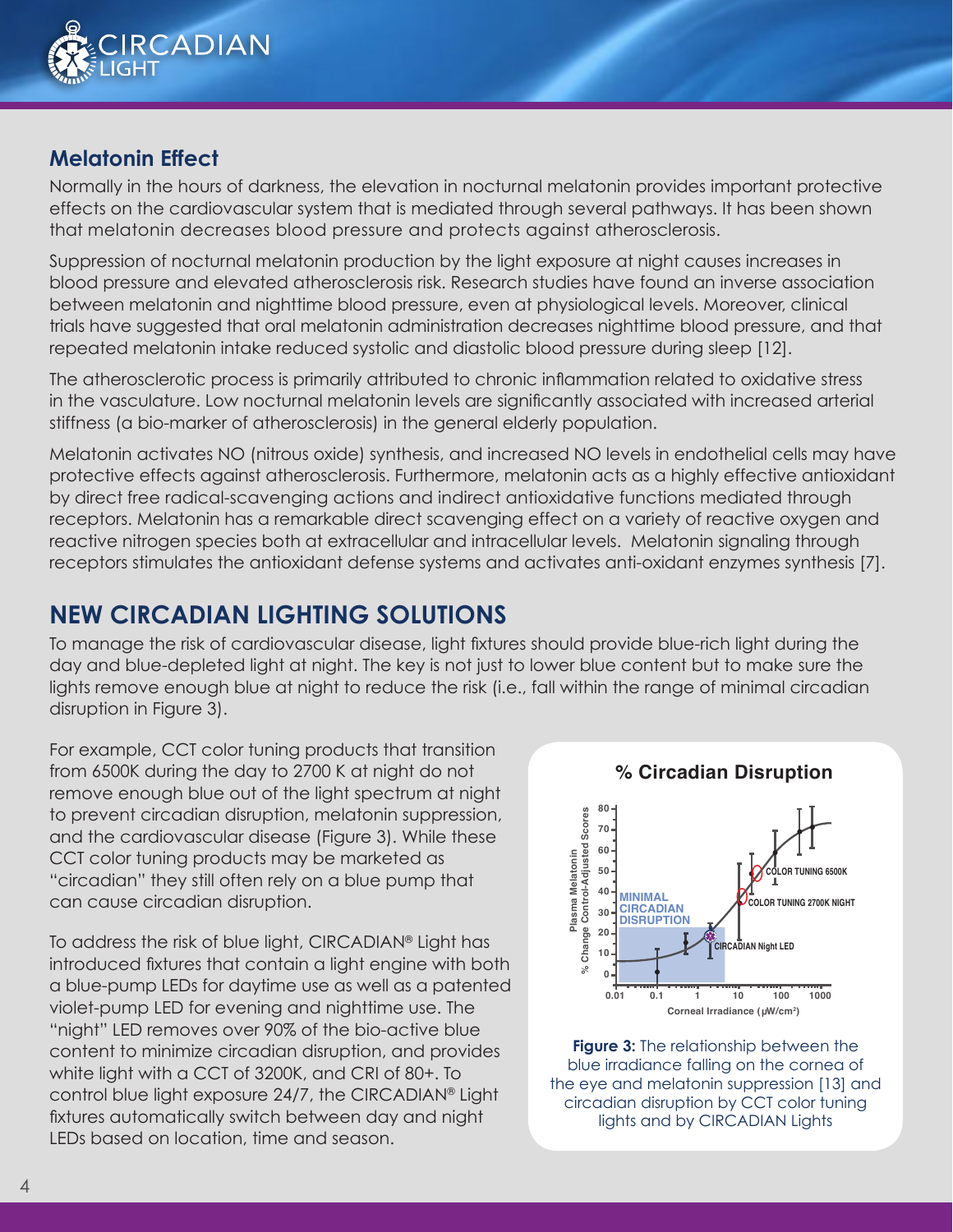## Melatonin Effect

Normally in the hours of darkness, the elevation in nocturnal melatonin provides important protective effects on the cardiovascular system that is mediated through several pathways. It has been shown that melatonin decreases blood pressure and protects against atherosclerosis.

Suppression of nocturnal melatonin production by the light exposure at night causes increases in blood pressure and elevated atherosclerosis risk. Research studies have found an inverse association between melatonin and nighttime blood pressure, even at physiological levels. Moreover, clinical trials have suggested that oral melatonin administration decreases nighttime blood pressure, and that repeated melatonin intake reduced systolic and diastolic blood pressure during sleep [12].

The atherosclerotic process is primarily attributed to chronic inflammation related to oxidative stress in the vasculature. Low nocturnal melatonin levels are significantly associated with increased arterial stiffness (a bio-marker of atherosclerosis) in the general elderly population.

Melatonin activates NO (nitrous oxide) synthesis, and increased NO levels in endothelial cells may have protective effects against atherosclerosis. Furthermore, melatonin acts as a highly effective antioxidant by direct free radical-scavenging actions and indirect antioxidative functions mediated through receptors. Melatonin has a remarkable direct scavenging effect on a variety of reactive oxygen and reactive nitrogen species both at extracellular and intracellular levels. Melatonin signaling through receptors stimulates the antioxidant defense systems and activates anti-oxidant enzymes synthesis [7].

# NEW CIRCADIAN LIGHTING SOLUTIONS

To manage the risk of cardiovascular disease, light fixtures should provide blue-rich light during the day and blue-depleted light at night. The key is not just to lower blue content but to make sure the lights remove enough blue at night to reduce the risk (i.e., fall within the range of minimal circadian disruption in Figure 3).

For example, CCT color tuning products that transition from 6500K during the day to 2700 K at night do not remove enough blue out of the light spectrum at night to prevent circadian disruption, melatonin suppression, and the cardiovascular disease (Figure 3). While these CCT color tuning products may be marketed as "circadian" they still often rely on a blue pump that can cause circadian disruption.

To address the risk of blue light, CIRCADIAN® Light has introduced fixtures that contain a light engine with both a blue-pump LEDs for daytime use as well as a patented violet-pump LED for evening and nighttime use. The "night" LED removes over 90% of the bio-active blue content to minimize circadian disruption, and provides white light with a CCT of 3200K, and CRI of 80+. To control blue light exposure 24/7, the CIRCADIAN® Light fixtures automatically switch between day and night LEDs based on location, time and season.

**% Circadian Disruption**

**Figure 3:** The relationship between the blue irradiance falling on the cornea of the eye and melatonin suppression [13] and circadian disruption by CCT color tuning lights and by CIRCADIAN Lights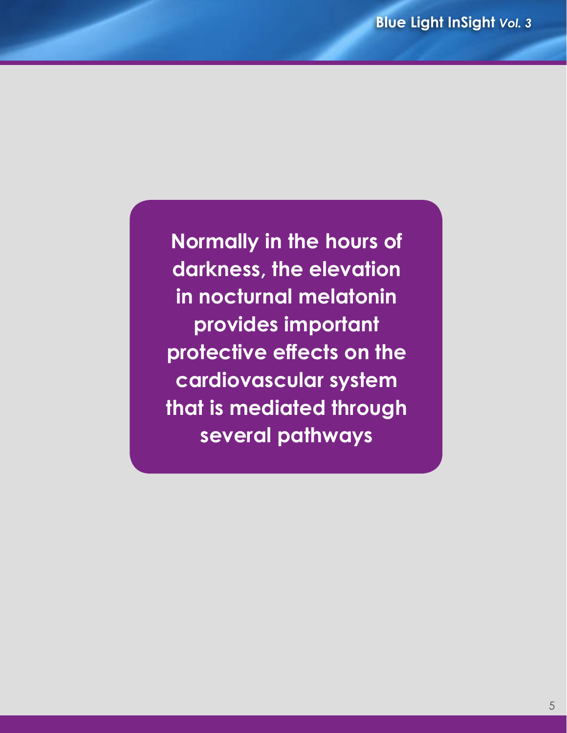**Normally in the hours of darkness, the elevation in nocturnal melatonin provides important protective effects on the cardiovascular system that is mediated through several pathways**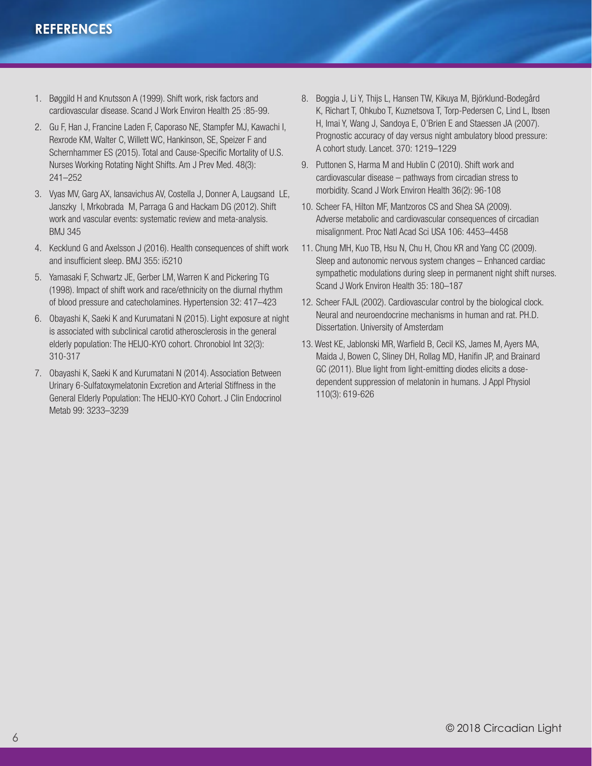## REFERENCES

1. Bøggild H and Knutsson A (1999). Shift work, risk factors and cardiovascular disease. Scand J Work Environ Health 25 :85-99.
2. Gu F, Han J, Francine Laden F, Caporaso NE, Stampfer MJ, Kawachi I, Rexrode KM, Walter C, Willett WC, Hankinson, SE, Speizer F and Schernhammer ES (2015). Total and Cause-Specific Mortality of U.S. Nurses Working Rotating Night Shifts. Am J Prev Med. 48(3): 241–252
3. Vyas MV, Garg AX, Iansavichus AV, Costella J, Donner A, Laugsand LE, Janszky I, Mrkobrada M, Parraga G and Hackam DG (2012). Shift work and vascular events: systematic review and meta-analysis. BMJ 345
4. Kecklund G and Axelsson J (2016). Health consequences of shift work and insufficient sleep. BMJ 355: i5210
5. Yamasaki F, Schwartz JE, Gerber LM, Warren K and Pickering TG (1998). Impact of shift work and race/ethnicity on the diurnal rhythm of blood pressure and catecholamines. Hypertension 32: 417–423
6. Obayashi K, Saeki K and Kurumatani N (2015). Light exposure at night is associated with subclinical carotid atherosclerosis in the general elderly population: The HEIJO-KYO cohort. Chronobiol Int 32(3): 310-317
7. Obayashi K, Saeki K and Kurumatani N (2014). Association Between Urinary 6-Sulfatoxymelatonin Excretion and Arterial Stiffness in the General Elderly Population: The HEIJO-KYO Cohort. J Clin Endocrinol Metab 99: 3233–3239
8. Boggia J, Li Y, Thijs L, Hansen TW, Kikuya M, Björklund-Bodegård K, Richart T, Ohkubo T, Kuznetsova T, Torp-Pedersen C, Lind L, Ibsen H, Imai Y, Wang J, Sandoya E, O'Brien E and Staessen JA (2007). Prognostic accuracy of day versus night ambulatory blood pressure: A cohort study. Lancet. 370: 1219–1229
9. Puttonen S, Harma M and Hublin C (2010). Shift work and cardiovascular disease – pathways from circadian stress to morbidity. Scand J Work Environ Health 36(2): 96-108
10. Scheer FA, Hilton MF, Mantzoros CS and Shea SA (2009). Adverse metabolic and cardiovascular consequences of circadian misalignment. Proc Natl Acad Sci USA 106: 4453–4458
11. Chung MH, Kuo TB, Hsu N, Chu H, Chou KR and Yang CC (2009). Sleep and autonomic nervous system changes – Enhanced cardiac sympathetic modulations during sleep in permanent night shift nurses. Scand J Work Environ Health 35: 180–187
12. Scheer FAJL (2002). Cardiovascular control by the biological clock. Neural and neuroendocrine mechanisms in human and rat. PH.D. Dissertation. University of Amsterdam
13. West KE, Jablonski MR, Warfield B, Cecil KS, James M, Ayers MA, Maida J, Bowen C, Sliney DH, Rollag MD, Hanifin JP, and Brainard GC (2011). Blue light from light-emitting diodes elicits a dose-dependent suppression of melatonin in humans. J Appl Physiol 110(3): 619-626

© 2018 Circadian Light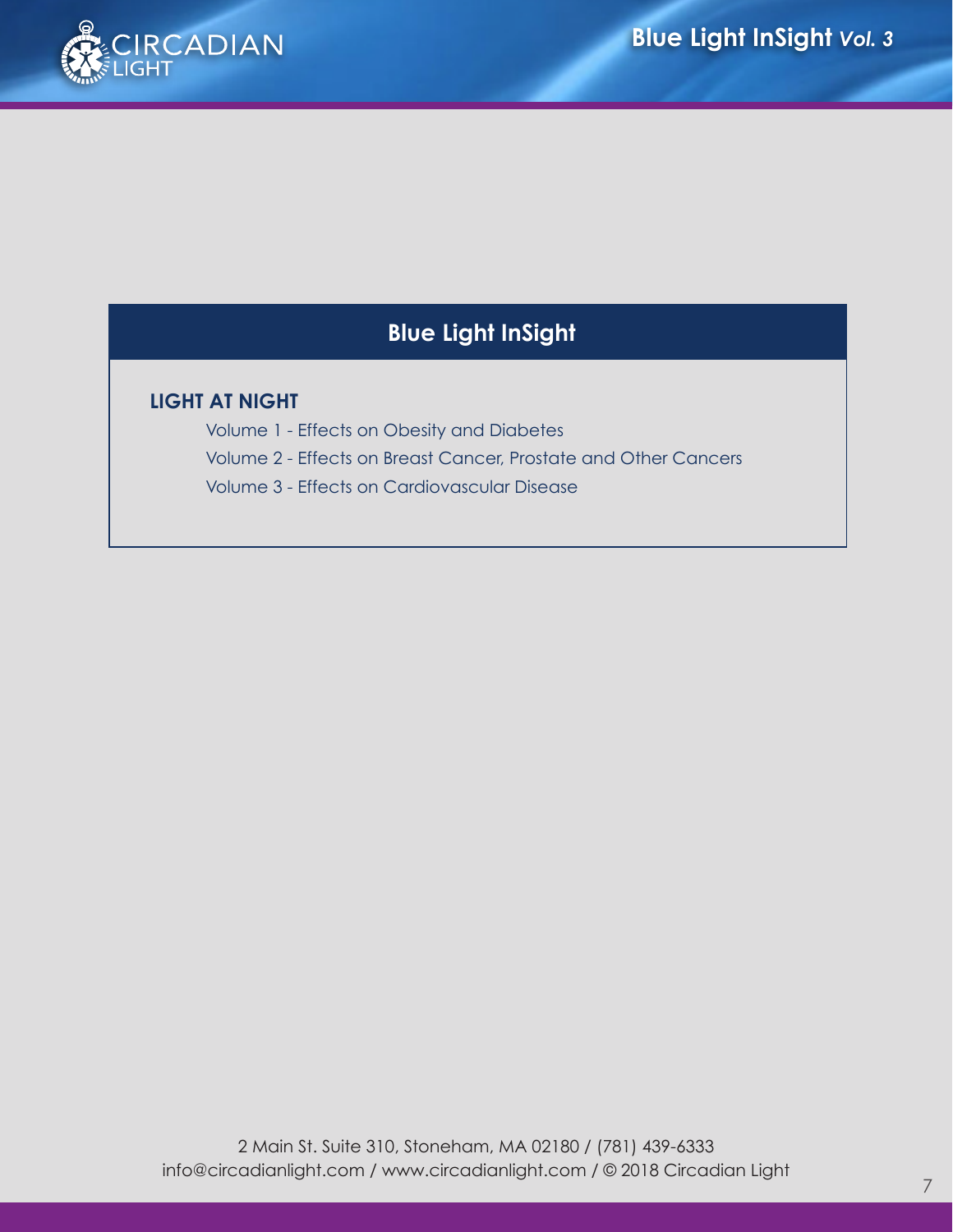## Blue Light InSight

### LIGHT AT NIGHT

- Volume 1 - Effects on Obesity and Diabetes
- Volume 2 - Effects on Breast Cancer, Prostate and Other Cancers
- Volume 3 - Effects on Cardiovascular Disease

2 Main St. Suite 310, Stoneham, MA 02180 / (781) 439-6333
info@circadianlight.com / www.circadianlight.com / © 2018 Circadian Light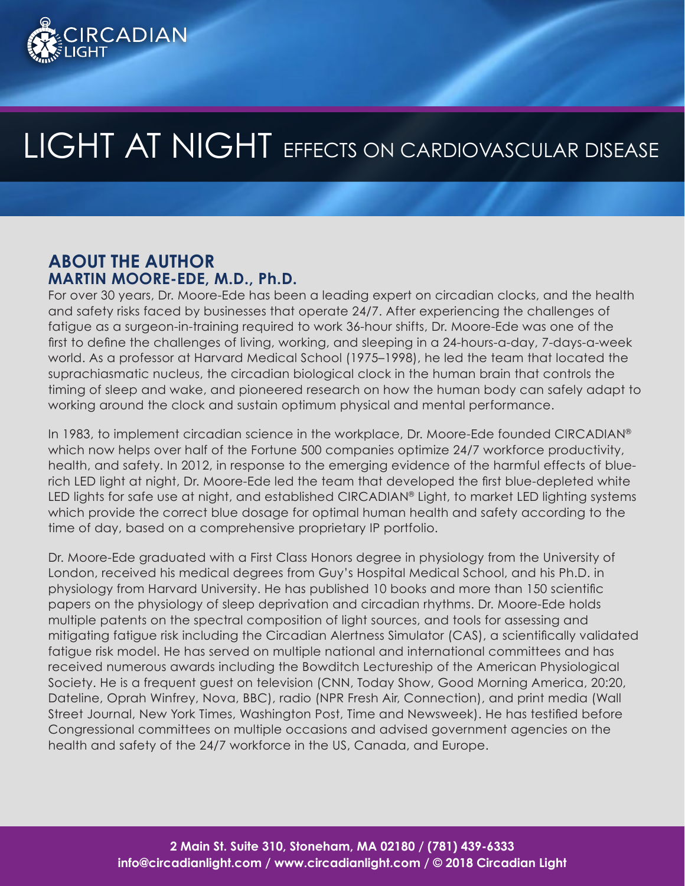# LIGHT AT NIGHT EFFECTS ON CARDIOVASCULAR DISEASE

## ABOUT THE AUTHOR
### MARTIN MOORE-EDE, M.D., Ph.D.

For over 30 years, Dr. Moore-Ede has been a leading expert on circadian clocks, and the health and safety risks faced by businesses that operate 24/7. After experiencing the challenges of fatigue as a surgeon-in-training required to work 36-hour shifts, Dr. Moore-Ede was one of the first to define the challenges of living, working, and sleeping in a 24-hours-a-day, 7-days-a-week world. As a professor at Harvard Medical School (1975–1998), he led the team that located the suprachiasmatic nucleus, the circadian biological clock in the human brain that controls the timing of sleep and wake, and pioneered research on how the human body can safely adapt to working around the clock and sustain optimum physical and mental performance.

In 1983, to implement circadian science in the workplace, Dr. Moore-Ede founded CIRCADIAN® which now helps over half of the Fortune 500 companies optimize 24/7 workforce productivity, health, and safety. In 2012, in response to the emerging evidence of the harmful effects of blue-rich LED light at night, Dr. Moore-Ede led the team that developed the first blue-depleted white LED lights for safe use at night, and established CIRCADIAN® Light, to market LED lighting systems which provide the correct blue dosage for optimal human health and safety according to the time of day, based on a comprehensive proprietary IP portfolio.

Dr. Moore-Ede graduated with a First Class Honors degree in physiology from the University of London, received his medical degrees from Guy's Hospital Medical School, and his Ph.D. in physiology from Harvard University. He has published 10 books and more than 150 scientific papers on the physiology of sleep deprivation and circadian rhythms. Dr. Moore-Ede holds multiple patents on the spectral composition of light sources, and tools for assessing and mitigating fatigue risk including the Circadian Alertness Simulator (CAS), a scientifically validated fatigue risk model. He has served on multiple national and international committees and has received numerous awards including the Bowditch Lectureship of the American Physiological Society. He is a frequent guest on television (CNN, Today Show, Good Morning America, 20:20, Dateline, Oprah Winfrey, Nova, BBC), radio (NPR Fresh Air, Connection), and print media (Wall Street Journal, New York Times, Washington Post, Time and Newsweek). He has testified before Congressional committees on multiple occasions and advised government agencies on the health and safety of the 24/7 workforce in the US, Canada, and Europe.

**2 Main St. Suite 310, Stoneham, MA 02180 / (781) 439-6333**
**info@circadianlight.com / www.circadianlight.com / © 2018 Circadian Light**